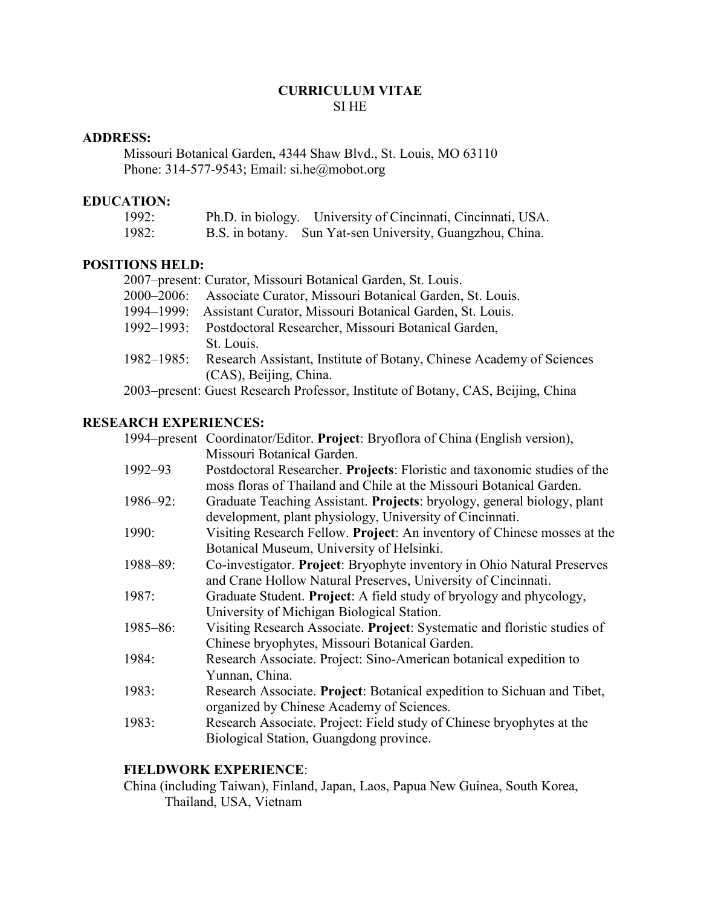# CURRICULUM VITAE

SI HE

## ADDRESS:

Missouri Botanical Garden, 4344 Shaw Blvd., St. Louis, MO 63110
Phone: 314-577-9543; Email: si.he@mobot.org

## EDUCATION:

1992: Ph.D. in biology. University of Cincinnati, Cincinnati, USA.
1982: B.S. in botany. Sun Yat-sen University, Guangzhou, China.

## POSITIONS HELD:

2007–present: Curator, Missouri Botanical Garden, St. Louis.
2000–2006: Associate Curator, Missouri Botanical Garden, St. Louis.
1994–1999: Assistant Curator, Missouri Botanical Garden, St. Louis.
1992–1993: Postdoctoral Researcher, Missouri Botanical Garden, St. Louis.
1982–1985: Research Assistant, Institute of Botany, Chinese Academy of Sciences (CAS), Beijing, China.
2003–present: Guest Research Professor, Institute of Botany, CAS, Beijing, China

## RESEARCH EXPERIENCES:

1994–present Coordinator/Editor. **Project**: Bryoflora of China (English version), Missouri Botanical Garden.
1992–93 Postdoctoral Researcher. **Projects**: Floristic and taxonomic studies of the moss floras of Thailand and Chile at the Missouri Botanical Garden.
1986–92: Graduate Teaching Assistant. **Projects**: bryology, general biology, plant development, plant physiology, University of Cincinnati.
1990: Visiting Research Fellow. **Project**: An inventory of Chinese mosses at the Botanical Museum, University of Helsinki.
1988–89: Co-investigator. **Project**: Bryophyte inventory in Ohio Natural Preserves and Crane Hollow Natural Preserves, University of Cincinnati.
1987: Graduate Student. **Project**: A field study of bryology and phycology, University of Michigan Biological Station.
1985–86: Visiting Research Associate. **Project**: Systematic and floristic studies of Chinese bryophytes, Missouri Botanical Garden.
1984: Research Associate. Project: Sino-American botanical expedition to Yunnan, China.
1983: Research Associate. **Project**: Botanical expedition to Sichuan and Tibet, organized by Chinese Academy of Sciences.
1983: Research Associate. Project: Field study of Chinese bryophytes at the Biological Station, Guangdong province.

### FIELDWORK EXPERIENCE:

China (including Taiwan), Finland, Japan, Laos, Papua New Guinea, South Korea, Thailand, USA, Vietnam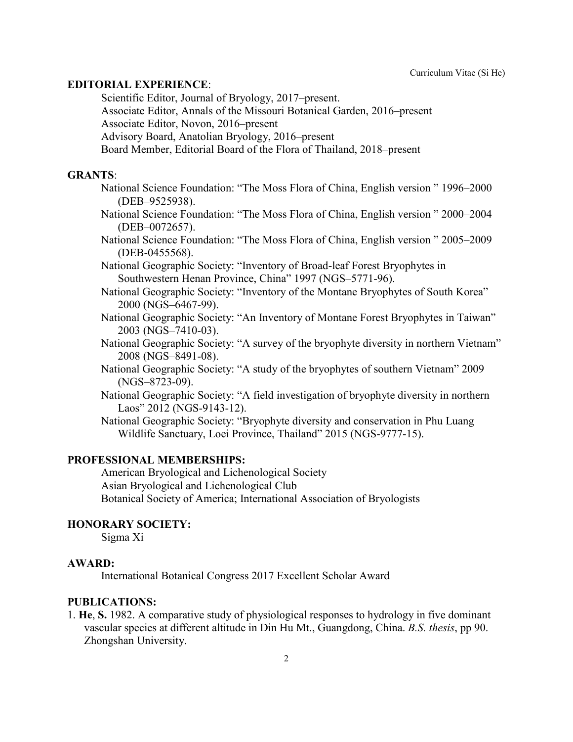## EDITORIAL EXPERIENCE:

Scientific Editor, Journal of Bryology, 2017–present.
Associate Editor, Annals of the Missouri Botanical Garden, 2016–present
Associate Editor, Novon, 2016–present
Advisory Board, Anatolian Bryology, 2016–present
Board Member, Editorial Board of the Flora of Thailand, 2018–present

## GRANTS:

National Science Foundation: "The Moss Flora of China, English version " 1996–2000 (DEB–9525938).

National Science Foundation: "The Moss Flora of China, English version " 2000–2004 (DEB–0072657).

National Science Foundation: "The Moss Flora of China, English version " 2005–2009 (DEB-0455568).

National Geographic Society: "Inventory of Broad-leaf Forest Bryophytes in Southwestern Henan Province, China" 1997 (NGS–5771-96).

National Geographic Society: "Inventory of the Montane Bryophytes of South Korea" 2000 (NGS–6467-99).

National Geographic Society: "An Inventory of Montane Forest Bryophytes in Taiwan" 2003 (NGS–7410-03).

National Geographic Society: "A survey of the bryophyte diversity in northern Vietnam" 2008 (NGS–8491-08).

National Geographic Society: "A study of the bryophytes of southern Vietnam" 2009 (NGS–8723-09).

National Geographic Society: "A field investigation of bryophyte diversity in northern Laos" 2012 (NGS-9143-12).

National Geographic Society: "Bryophyte diversity and conservation in Phu Luang Wildlife Sanctuary, Loei Province, Thailand" 2015 (NGS-9777-15).

## PROFESSIONAL MEMBERSHIPS:

American Bryological and Lichenological Society
Asian Bryological and Lichenological Club
Botanical Society of America; International Association of Bryologists

## HONORARY SOCIETY:

Sigma Xi

## AWARD:

International Botanical Congress 2017 Excellent Scholar Award

## PUBLICATIONS:

1. **He**, **S.** 1982. A comparative study of physiological responses to hydrology in five dominant vascular species at different altitude in Din Hu Mt., Guangdong, China. *B.S. thesis*, pp 90. Zhongshan University.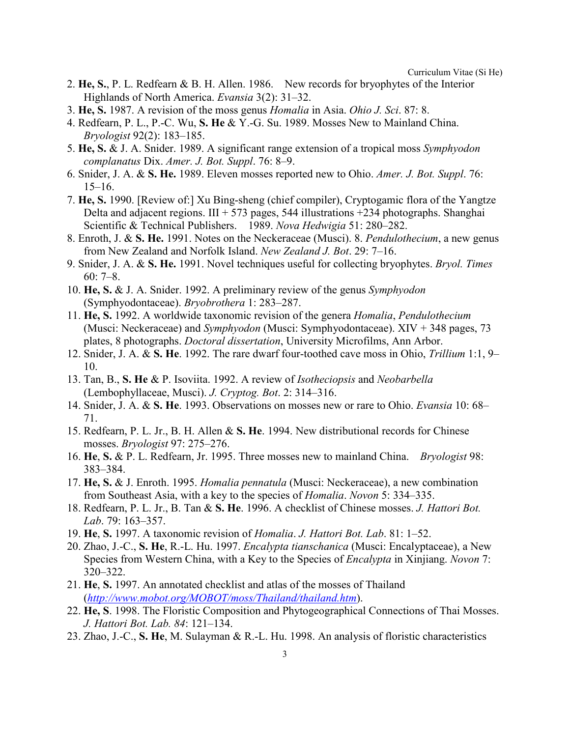2. **He, S.**, P. L. Redfearn & B. H. Allen. 1986. New records for bryophytes of the Interior Highlands of North America. *Evansia* 3(2): 31–32.
3. **He, S.** 1987. A revision of the moss genus *Homalia* in Asia. *Ohio J. Sci*. 87: 8.
4. Redfearn, P. L., P.-C. Wu, **S. He** & Y.-G. Su. 1989. Mosses New to Mainland China. *Bryologist* 92(2): 183–185.
5. **He, S.** & J. A. Snider. 1989. A significant range extension of a tropical moss *Symphyodon complanatus* Dix. *Amer. J. Bot. Suppl*. 76: 8–9.
6. Snider, J. A. & **S. He.** 1989. Eleven mosses reported new to Ohio. *Amer. J. Bot. Suppl*. 76: 15–16.
7. **He, S.** 1990. [Review of:] Xu Bing-sheng (chief compiler), Cryptogamic flora of the Yangtze Delta and adjacent regions. III + 573 pages, 544 illustrations +234 photographs. Shanghai Scientific & Technical Publishers. 1989. *Nova Hedwigia* 51: 280–282.
8. Enroth, J. & **S. He.** 1991. Notes on the Neckeraceae (Musci). 8. *Pendulothecium*, a new genus from New Zealand and Norfolk Island. *New Zealand J. Bot*. 29: 7–16.
9. Snider, J. A. & **S. He.** 1991. Novel techniques useful for collecting bryophytes. *Bryol. Times* 60: 7–8.
10. **He, S.** & J. A. Snider. 1992. A preliminary review of the genus *Symphyodon* (Symphyodontaceae). *Bryobrothera* 1: 283–287.
11. **He, S.** 1992. A worldwide taxonomic revision of the genera *Homalia*, *Pendulothecium* (Musci: Neckeraceae) and *Symphyodon* (Musci: Symphyodontaceae). XIV + 348 pages, 73 plates, 8 photographs. *Doctoral dissertation*, University Microfilms, Ann Arbor.
12. Snider, J. A. & **S. He**. 1992. The rare dwarf four-toothed cave moss in Ohio, *Trillium* 1:1, 9–10.
13. Tan, B., **S. He** & P. Isoviita. 1992. A review of *Isotheciopsis* and *Neobarbella* (Lembophyllaceae, Musci). *J. Cryptog. Bot*. 2: 314–316.
14. Snider, J. A. & **S. He**. 1993. Observations on mosses new or rare to Ohio. *Evansia* 10: 68–71.
15. Redfearn, P. L. Jr., B. H. Allen & **S. He**. 1994. New distributional records for Chinese mosses. *Bryologist* 97: 275–276.
16. **He**, **S.** & P. L. Redfearn, Jr. 1995. Three mosses new to mainland China. *Bryologist* 98: 383–384.
17. **He, S.** & J. Enroth. 1995. *Homalia pennatula* (Musci: Neckeraceae), a new combination from Southeast Asia, with a key to the species of *Homalia*. *Novon* 5: 334–335.
18. Redfearn, P. L. Jr., B. Tan & **S. He**. 1996. A checklist of Chinese mosses. *J. Hattori Bot. Lab*. 79: 163–357.
19. **He**, **S.** 1997. A taxonomic revision of *Homalia*. *J. Hattori Bot. Lab*. 81: 1–52.
20. Zhao, J.-C., **S. He**, R.-L. Hu. 1997. *Encalypta tianschanica* (Musci: Encalyptaceae), a New Species from Western China, with a Key to the Species of *Encalypta* in Xinjiang. *Novon* 7: 320–322.
21. **He**, **S.** 1997. An annotated checklist and atlas of the mosses of Thailand (*http://www.mobot.org/MOBOT/moss/Thailand/thailand.htm*).
22. **He, S**. 1998. The Floristic Composition and Phytogeographical Connections of Thai Mosses. *J. Hattori Bot. Lab. 84*: 121–134.
23. Zhao, J.-C., **S. He**, M. Sulayman & R.-L. Hu. 1998. An analysis of floristic characteristics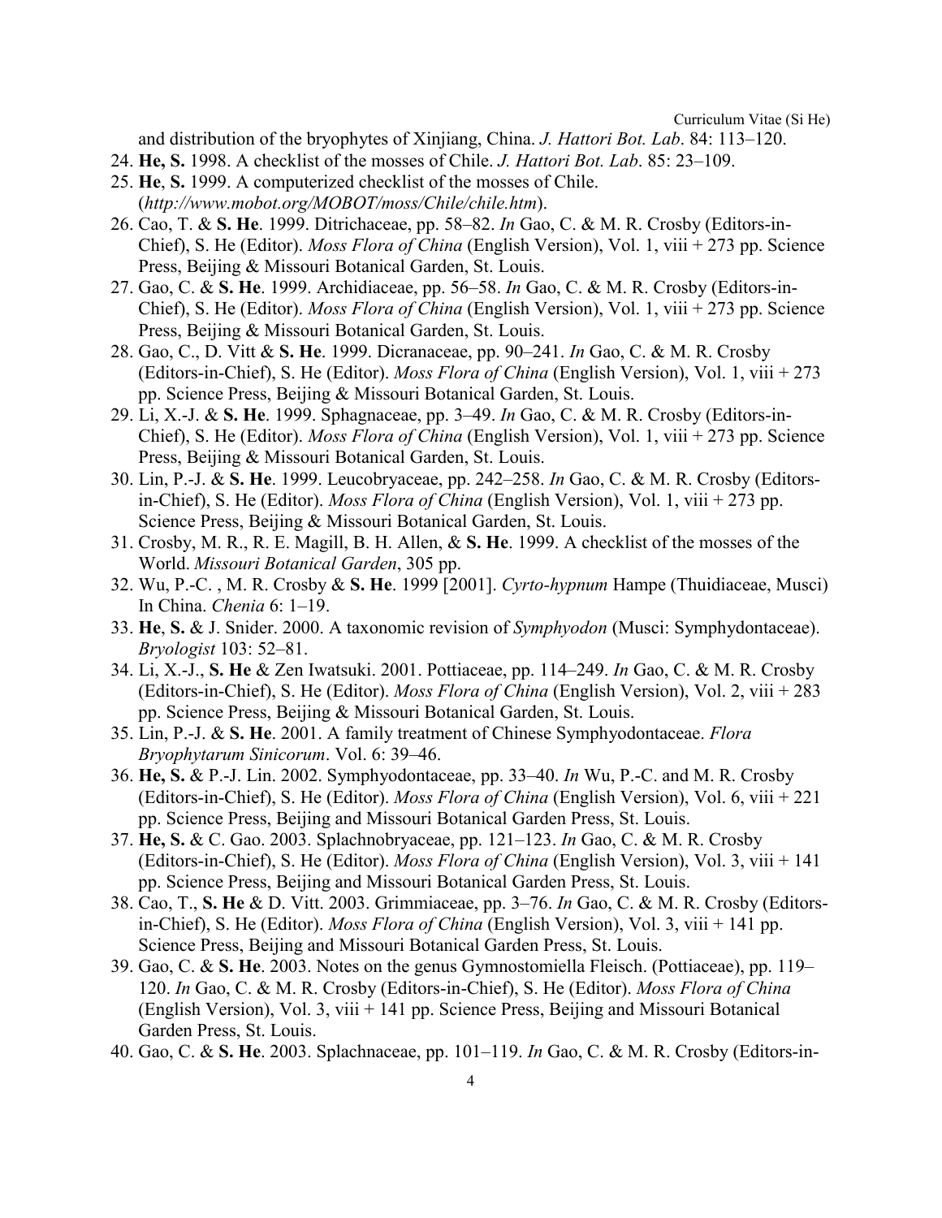and distribution of the bryophytes of Xinjiang, China. *J. Hattori Bot. Lab*. 84: 113–120.

24. **He, S.** 1998. A checklist of the mosses of Chile. *J. Hattori Bot. Lab*. 85: 23–109.
25. **He**, **S.** 1999. A computerized checklist of the mosses of Chile. (*http://www.mobot.org/MOBOT/moss/Chile/chile.htm*).
26. Cao, T. & **S. He**. 1999. Ditrichaceae, pp. 58–82. *In* Gao, C. & M. R. Crosby (Editors-in-Chief), S. He (Editor). *Moss Flora of China* (English Version), Vol. 1, viii + 273 pp. Science Press, Beijing & Missouri Botanical Garden, St. Louis.
27. Gao, C. & **S. He**. 1999. Archidiaceae, pp. 56–58. *In* Gao, C. & M. R. Crosby (Editors-in-Chief), S. He (Editor). *Moss Flora of China* (English Version), Vol. 1, viii + 273 pp. Science Press, Beijing & Missouri Botanical Garden, St. Louis.
28. Gao, C., D. Vitt & **S. He**. 1999. Dicranaceae, pp. 90–241. *In* Gao, C. & M. R. Crosby (Editors-in-Chief), S. He (Editor). *Moss Flora of China* (English Version), Vol. 1, viii + 273 pp. Science Press, Beijing & Missouri Botanical Garden, St. Louis.
29. Li, X.-J. & **S. He**. 1999. Sphagnaceae, pp. 3–49. *In* Gao, C. & M. R. Crosby (Editors-in-Chief), S. He (Editor). *Moss Flora of China* (English Version), Vol. 1, viii + 273 pp. Science Press, Beijing & Missouri Botanical Garden, St. Louis.
30. Lin, P.-J. & **S. He**. 1999. Leucobryaceae, pp. 242–258. *In* Gao, C. & M. R. Crosby (Editors-in-Chief), S. He (Editor). *Moss Flora of China* (English Version), Vol. 1, viii + 273 pp. Science Press, Beijing & Missouri Botanical Garden, St. Louis.
31. Crosby, M. R., R. E. Magill, B. H. Allen, & **S. He**. 1999. A checklist of the mosses of the World. *Missouri Botanical Garden*, 305 pp.
32. Wu, P.-C. , M. R. Crosby & **S. He**. 1999 [2001]. *Cyrto-hypnum* Hampe (Thuidiaceae, Musci) In China. *Chenia* 6: 1–19.
33. **He**, **S.** & J. Snider. 2000. A taxonomic revision of *Symphyodon* (Musci: Symphydontaceae). *Bryologist* 103: 52–81.
34. Li, X.-J., **S. He** & Zen Iwatsuki. 2001. Pottiaceae, pp. 114–249. *In* Gao, C. & M. R. Crosby (Editors-in-Chief), S. He (Editor). *Moss Flora of China* (English Version), Vol. 2, viii + 283 pp. Science Press, Beijing & Missouri Botanical Garden, St. Louis.
35. Lin, P.-J. & **S. He**. 2001. A family treatment of Chinese Symphyodontaceae. *Flora Bryophytarum Sinicorum*. Vol. 6: 39–46.
36. **He, S.** & P.-J. Lin. 2002. Symphyodontaceae, pp. 33–40. *In* Wu, P.-C. and M. R. Crosby (Editors-in-Chief), S. He (Editor). *Moss Flora of China* (English Version), Vol. 6, viii + 221 pp. Science Press, Beijing and Missouri Botanical Garden Press, St. Louis.
37. **He, S.** & C. Gao. 2003. Splachnobryaceae, pp. 121–123. *In* Gao, C. & M. R. Crosby (Editors-in-Chief), S. He (Editor). *Moss Flora of China* (English Version), Vol. 3, viii + 141 pp. Science Press, Beijing and Missouri Botanical Garden Press, St. Louis.
38. Cao, T., **S. He** & D. Vitt. 2003. Grimmiaceae, pp. 3–76. *In* Gao, C. & M. R. Crosby (Editors-in-Chief), S. He (Editor). *Moss Flora of China* (English Version), Vol. 3, viii + 141 pp. Science Press, Beijing and Missouri Botanical Garden Press, St. Louis.
39. Gao, C. & **S. He**. 2003. Notes on the genus Gymnostomiella Fleisch. (Pottiaceae), pp. 119–120. *In* Gao, C. & M. R. Crosby (Editors-in-Chief), S. He (Editor). *Moss Flora of China* (English Version), Vol. 3, viii + 141 pp. Science Press, Beijing and Missouri Botanical Garden Press, St. Louis.
40. Gao, C. & **S. He**. 2003. Splachnaceae, pp. 101–119. *In* Gao, C. & M. R. Crosby (Editors-in-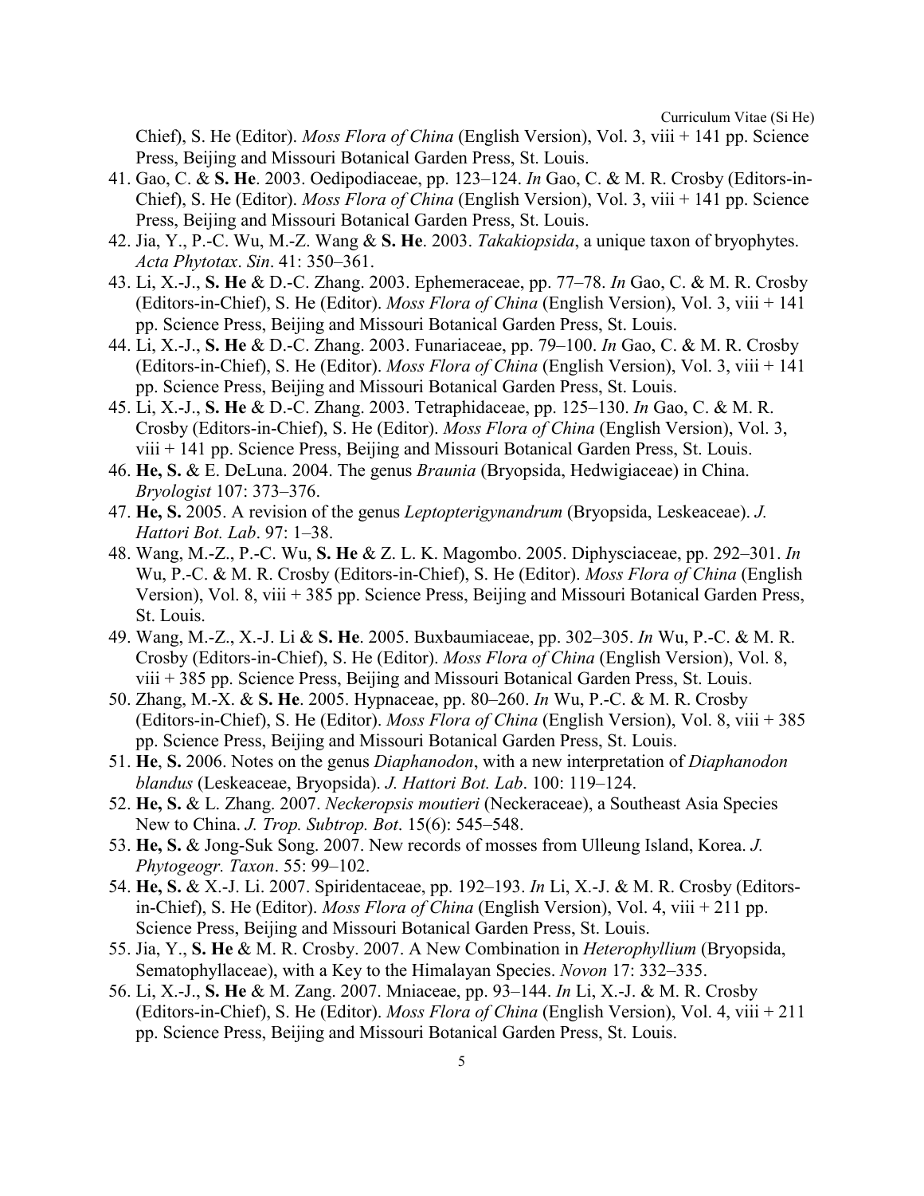Chief), S. He (Editor). *Moss Flora of China* (English Version), Vol. 3, viii + 141 pp. Science Press, Beijing and Missouri Botanical Garden Press, St. Louis.

41. Gao, C. & **S. He**. 2003. Oedipodiaceae, pp. 123–124. *In* Gao, C. & M. R. Crosby (Editors-in-Chief), S. He (Editor). *Moss Flora of China* (English Version), Vol. 3, viii + 141 pp. Science Press, Beijing and Missouri Botanical Garden Press, St. Louis.
42. Jia, Y., P.-C. Wu, M.-Z. Wang & **S. He**. 2003. *Takakiopsida*, a unique taxon of bryophytes. *Acta Phytotax*. *Sin*. 41: 350–361.
43. Li, X.-J., **S. He** & D.-C. Zhang. 2003. Ephemeraceae, pp. 77–78. *In* Gao, C. & M. R. Crosby (Editors-in-Chief), S. He (Editor). *Moss Flora of China* (English Version), Vol. 3, viii + 141 pp. Science Press, Beijing and Missouri Botanical Garden Press, St. Louis.
44. Li, X.-J., **S. He** & D.-C. Zhang. 2003. Funariaceae, pp. 79–100. *In* Gao, C. & M. R. Crosby (Editors-in-Chief), S. He (Editor). *Moss Flora of China* (English Version), Vol. 3, viii + 141 pp. Science Press, Beijing and Missouri Botanical Garden Press, St. Louis.
45. Li, X.-J., **S. He** & D.-C. Zhang. 2003. Tetraphidaceae, pp. 125–130. *In* Gao, C. & M. R. Crosby (Editors-in-Chief), S. He (Editor). *Moss Flora of China* (English Version), Vol. 3, viii + 141 pp. Science Press, Beijing and Missouri Botanical Garden Press, St. Louis.
46. **He, S.** & E. DeLuna. 2004. The genus *Braunia* (Bryopsida, Hedwigiaceae) in China. *Bryologist* 107: 373–376.
47. **He, S.** 2005. A revision of the genus *Leptopterigynandrum* (Bryopsida, Leskeaceae). *J. Hattori Bot. Lab*. 97: 1–38.
48. Wang, M.-Z., P.-C. Wu, **S. He** & Z. L. K. Magombo. 2005. Diphysciaceae, pp. 292–301. *In* Wu, P.-C. & M. R. Crosby (Editors-in-Chief), S. He (Editor). *Moss Flora of China* (English Version), Vol. 8, viii + 385 pp. Science Press, Beijing and Missouri Botanical Garden Press, St. Louis.
49. Wang, M.-Z., X.-J. Li & **S. He**. 2005. Buxbaumiaceae, pp. 302–305. *In* Wu, P.-C. & M. R. Crosby (Editors-in-Chief), S. He (Editor). *Moss Flora of China* (English Version), Vol. 8, viii + 385 pp. Science Press, Beijing and Missouri Botanical Garden Press, St. Louis.
50. Zhang, M.-X. & **S. He**. 2005. Hypnaceae, pp. 80–260. *In* Wu, P.-C. & M. R. Crosby (Editors-in-Chief), S. He (Editor). *Moss Flora of China* (English Version), Vol. 8, viii + 385 pp. Science Press, Beijing and Missouri Botanical Garden Press, St. Louis.
51. **He**, **S.** 2006. Notes on the genus *Diaphanodon*, with a new interpretation of *Diaphanodon blandus* (Leskeaceae, Bryopsida). *J. Hattori Bot. Lab*. 100: 119–124.
52. **He, S.** & L. Zhang. 2007. *Neckeropsis moutieri* (Neckeraceae), a Southeast Asia Species New to China. *J. Trop. Subtrop. Bot*. 15(6): 545–548.
53. **He, S.** & Jong-Suk Song. 2007. New records of mosses from Ulleung Island, Korea. *J. Phytogeogr. Taxon*. 55: 99–102.
54. **He, S.** & X.-J. Li. 2007. Spiridentaceae, pp. 192–193. *In* Li, X.-J. & M. R. Crosby (Editors-in-Chief), S. He (Editor). *Moss Flora of China* (English Version), Vol. 4, viii + 211 pp. Science Press, Beijing and Missouri Botanical Garden Press, St. Louis.
55. Jia, Y., **S. He** & M. R. Crosby. 2007. A New Combination in *Heterophyllium* (Bryopsida, Sematophyllaceae), with a Key to the Himalayan Species. *Novon* 17: 332–335.
56. Li, X.-J., **S. He** & M. Zang. 2007. Mniaceae, pp. 93–144. *In* Li, X.-J. & M. R. Crosby (Editors-in-Chief), S. He (Editor). *Moss Flora of China* (English Version), Vol. 4, viii + 211 pp. Science Press, Beijing and Missouri Botanical Garden Press, St. Louis.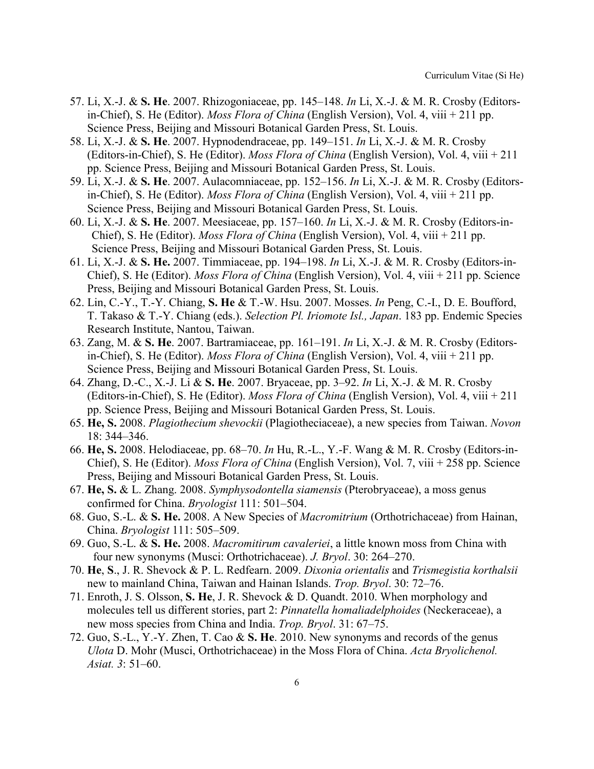57. Li, X.-J. & **S. He**. 2007. Rhizogoniaceae, pp. 145–148. *In* Li, X.-J. & M. R. Crosby (Editors-in-Chief), S. He (Editor). *Moss Flora of China* (English Version), Vol. 4, viii + 211 pp. Science Press, Beijing and Missouri Botanical Garden Press, St. Louis.
58. Li, X.-J. & **S. He**. 2007. Hypnodendraceae, pp. 149–151. *In* Li, X.-J. & M. R. Crosby (Editors-in-Chief), S. He (Editor). *Moss Flora of China* (English Version), Vol. 4, viii + 211 pp. Science Press, Beijing and Missouri Botanical Garden Press, St. Louis.
59. Li, X.-J. & **S. He**. 2007. Aulacomniaceae, pp. 152–156. *In* Li, X.-J. & M. R. Crosby (Editors-in-Chief), S. He (Editor). *Moss Flora of China* (English Version), Vol. 4, viii + 211 pp. Science Press, Beijing and Missouri Botanical Garden Press, St. Louis.
60. Li, X.-J. & **S. He**. 2007. Meesiaceae, pp. 157–160. *In* Li, X.-J. & M. R. Crosby (Editors-in-Chief), S. He (Editor). *Moss Flora of China* (English Version), Vol. 4, viii + 211 pp. Science Press, Beijing and Missouri Botanical Garden Press, St. Louis.
61. Li, X.-J. & **S. He.** 2007. Timmiaceae, pp. 194–198. *In* Li, X.-J. & M. R. Crosby (Editors-in-Chief), S. He (Editor). *Moss Flora of China* (English Version), Vol. 4, viii + 211 pp. Science Press, Beijing and Missouri Botanical Garden Press, St. Louis.
62. Lin, C.-Y., T.-Y. Chiang, **S. He** & T.-W. Hsu. 2007. Mosses. *In* Peng, C.-I., D. E. Boufford, T. Takaso & T.-Y. Chiang (eds.). *Selection Pl. Iriomote Isl., Japan*. 183 pp. Endemic Species Research Institute, Nantou, Taiwan.
63. Zang, M. & **S. He**. 2007. Bartramiaceae, pp. 161–191. *In* Li, X.-J. & M. R. Crosby (Editors-in-Chief), S. He (Editor). *Moss Flora of China* (English Version), Vol. 4, viii + 211 pp. Science Press, Beijing and Missouri Botanical Garden Press, St. Louis.
64. Zhang, D.-C., X.-J. Li & **S. He**. 2007. Bryaceae, pp. 3–92. *In* Li, X.-J. & M. R. Crosby (Editors-in-Chief), S. He (Editor). *Moss Flora of China* (English Version), Vol. 4, viii + 211 pp. Science Press, Beijing and Missouri Botanical Garden Press, St. Louis.
65. **He, S.** 2008. *Plagiothecium shevockii* (Plagiotheciaceae), a new species from Taiwan. *Novon* 18: 344–346.
66. **He, S.** 2008. Helodiaceae, pp. 68–70. *In* Hu, R.-L., Y.-F. Wang & M. R. Crosby (Editors-in-Chief), S. He (Editor). *Moss Flora of China* (English Version), Vol. 7, viii + 258 pp. Science Press, Beijing and Missouri Botanical Garden Press, St. Louis.
67. **He, S.** & L. Zhang. 2008. *Symphysodontella siamensis* (Pterobryaceae), a moss genus confirmed for China. *Bryologist* 111: 501–504.
68. Guo, S.-L. & **S. He.** 2008. A New Species of *Macromitrium* (Orthotrichaceae) from Hainan, China. *Bryologist* 111: 505–509.
69. Guo, S.-L. & **S. He.** 2008. *Macromitirum cavaleriei*, a little known moss from China with four new synonyms (Musci: Orthotrichaceae). *J. Bryol*. 30: 264–270.
70. **He**, **S**., J. R. Shevock & P. L. Redfearn. 2009. *Dixonia orientalis* and *Trismegistia korthalsii* new to mainland China, Taiwan and Hainan Islands. *Trop. Bryol*. 30: 72–76.
71. Enroth, J. S. Olsson, **S. He**, J. R. Shevock & D. Quandt. 2010. When morphology and molecules tell us different stories, part 2: *Pinnatella homaliadelphoides* (Neckeraceae), a new moss species from China and India. *Trop. Bryol*. 31: 67–75.
72. Guo, S.-L., Y.-Y. Zhen, T. Cao & **S. He**. 2010. New synonyms and records of the genus *Ulota* D. Mohr (Musci, Orthotrichaceae) in the Moss Flora of China. *Acta Bryolichenol. Asiat. 3*: 51–60.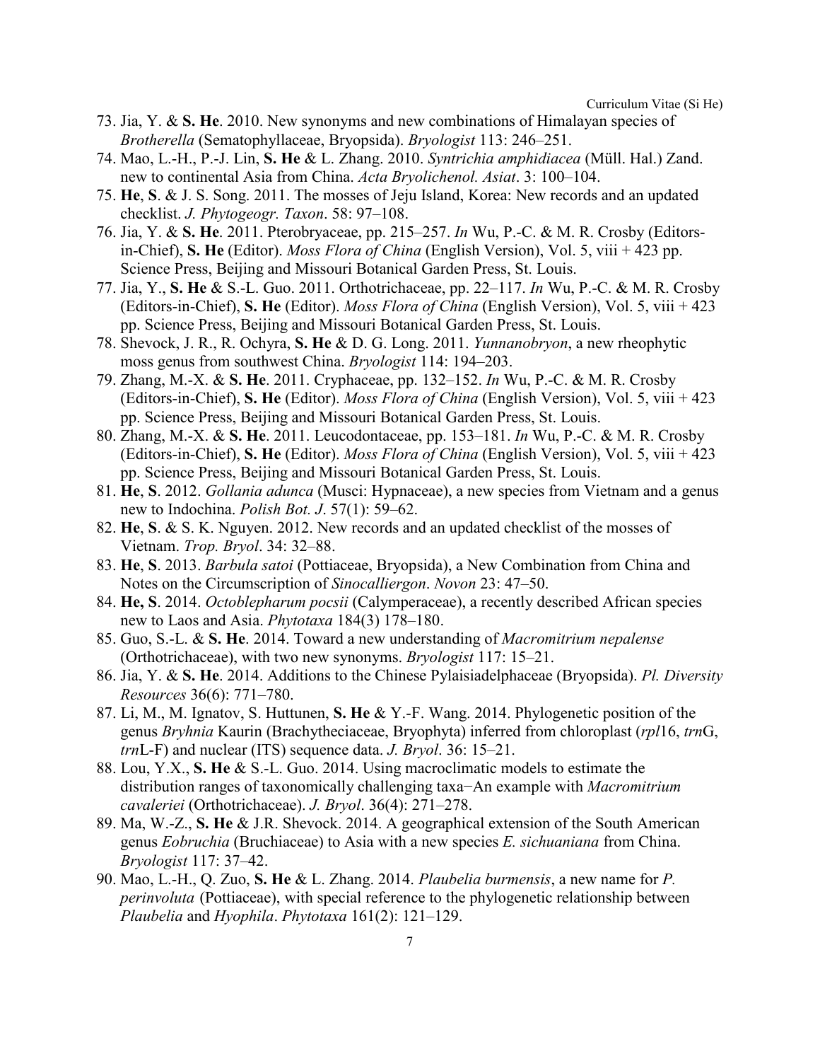73. Jia, Y. & **S. He**. 2010. New synonyms and new combinations of Himalayan species of *Brotherella* (Sematophyllaceae, Bryopsida). *Bryologist* 113: 246–251.
74. Mao, L.-H., P.-J. Lin, **S. He** & L. Zhang. 2010. *Syntrichia amphidiacea* (Müll. Hal.) Zand. new to continental Asia from China. *Acta Bryolichenol. Asiat*. 3: 100–104.
75. **He**, **S**. & J. S. Song. 2011. The mosses of Jeju Island, Korea: New records and an updated checklist. *J. Phytogeogr. Taxon*. 58: 97–108.
76. Jia, Y. & **S. He**. 2011. Pterobryaceae, pp. 215–257. *In* Wu, P.-C. & M. R. Crosby (Editors-in-Chief), **S. He** (Editor). *Moss Flora of China* (English Version), Vol. 5, viii + 423 pp. Science Press, Beijing and Missouri Botanical Garden Press, St. Louis.
77. Jia, Y., **S. He** & S.-L. Guo. 2011. Orthotrichaceae, pp. 22–117. *In* Wu, P.-C. & M. R. Crosby (Editors-in-Chief), **S. He** (Editor). *Moss Flora of China* (English Version), Vol. 5, viii + 423 pp. Science Press, Beijing and Missouri Botanical Garden Press, St. Louis.
78. Shevock, J. R., R. Ochyra, **S. He** & D. G. Long. 2011. *Yunnanobryon*, a new rheophytic moss genus from southwest China. *Bryologist* 114: 194–203.
79. Zhang, M.-X. & **S. He**. 2011. Cryphaceae, pp. 132–152. *In* Wu, P.-C. & M. R. Crosby (Editors-in-Chief), **S. He** (Editor). *Moss Flora of China* (English Version), Vol. 5, viii + 423 pp. Science Press, Beijing and Missouri Botanical Garden Press, St. Louis.
80. Zhang, M.-X. & **S. He**. 2011. Leucodontaceae, pp. 153–181. *In* Wu, P.-C. & M. R. Crosby (Editors-in-Chief), **S. He** (Editor). *Moss Flora of China* (English Version), Vol. 5, viii + 423 pp. Science Press, Beijing and Missouri Botanical Garden Press, St. Louis.
81. **He**, **S**. 2012. *Gollania adunca* (Musci: Hypnaceae), a new species from Vietnam and a genus new to Indochina. *Polish Bot. J*. 57(1): 59–62.
82. **He**, **S**. & S. K. Nguyen. 2012. New records and an updated checklist of the mosses of Vietnam. *Trop. Bryol*. 34: 32–88.
83. **He**, **S**. 2013. *Barbula satoi* (Pottiaceae, Bryopsida), a New Combination from China and Notes on the Circumscription of *Sinocalliergon*. *Novon* 23: 47–50.
84. **He, S**. 2014. *Octoblepharum pocsii* (Calymperaceae), a recently described African species new to Laos and Asia. *Phytotaxa* 184(3) 178–180.
85. Guo, S.-L. & **S. He**. 2014. Toward a new understanding of *Macromitrium nepalense* (Orthotrichaceae), with two new synonyms. *Bryologist* 117: 15–21.
86. Jia, Y. & **S. He**. 2014. Additions to the Chinese Pylaisiadelphaceae (Bryopsida). *Pl. Diversity Resources* 36(6): 771–780.
87. Li, M., M. Ignatov, S. Huttunen, **S. He** & Y.-F. Wang. 2014. Phylogenetic position of the genus *Bryhnia* Kaurin (Brachytheciaceae, Bryophyta) inferred from chloroplast (*rpl*16, *trn*G, *trn*L-F) and nuclear (ITS) sequence data. *J. Bryol*. 36: 15–21.
88. Lou, Y.X., **S. He** & S.-L. Guo. 2014. Using macroclimatic models to estimate the distribution ranges of taxonomically challenging taxa−An example with *Macromitrium cavaleriei* (Orthotrichaceae). *J. Bryol*. 36(4): 271–278.
89. Ma, W.-Z., **S. He** & J.R. Shevock. 2014. A geographical extension of the South American genus *Eobruchia* (Bruchiaceae) to Asia with a new species *E. sichuaniana* from China. *Bryologist* 117: 37–42.
90. Mao, L.-H., Q. Zuo, **S. He** & L. Zhang. 2014. *Plaubelia burmensis*, a new name for *P. perinvoluta* (Pottiaceae), with special reference to the phylogenetic relationship between *Plaubelia* and *Hyophila*. *Phytotaxa* 161(2): 121–129.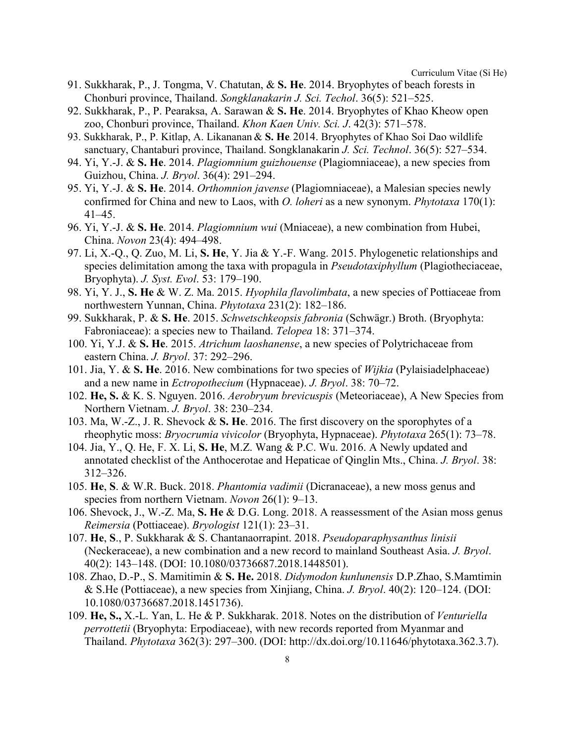91. Sukkharak, P., J. Tongma, V. Chatutan, & **S. He**. 2014. Bryophytes of beach forests in Chonburi province, Thailand. *Songklanakarin J. Sci. Techol*. 36(5): 521–525.
92. Sukkharak, P., P. Pearaksa, A. Sarawan & **S. He**. 2014. Bryophytes of Khao Kheow open zoo, Chonburi province, Thailand. *Khon Kaen Univ. Sci. J*. 42(3): 571–578.
93. Sukkharak, P., P. Kitlap, A. Likananan & **S. He**. 2014. Bryophytes of Khao Soi Dao wildlife sanctuary, Chantaburi province, Thailand. Songklanakarin *J. Sci. Technol*. 36(5): 527–534.
94. Yi, Y.-J. & **S. He**. 2014. *Plagiomnium guizhouense* (Plagiomniaceae), a new species from Guizhou, China. *J. Bryol*. 36(4): 291–294.
95. Yi, Y.-J. & **S. He**. 2014. *Orthomnion javense* (Plagiomniaceae), a Malesian species newly confirmed for China and new to Laos, with *O. loheri* as a new synonym. *Phytotaxa* 170(1): 41–45.
96. Yi, Y.-J. & **S. He**. 2014. *Plagiomnium wui* (Mniaceae), a new combination from Hubei, China. *Novon* 23(4): 494–498.
97. Li, X.-Q., Q. Zuo, M. Li, **S. He**, Y. Jia & Y.-F. Wang. 2015. Phylogenetic relationships and species delimitation among the taxa with propagula in *Pseudotaxiphyllum* (Plagiotheciaceae, Bryophyta). *J. Syst. Evol*. 53: 179–190.
98. Yi, Y. J., **S. He** & W. Z. Ma. 2015. *Hyophila flavolimbata*, a new species of Pottiaceae from northwestern Yunnan, China. *Phytotaxa* 231(2): 182–186.
99. Sukkharak, P. & **S. He**. 2015. *Schwetschkeopsis fabronia* (Schwägr.) Broth. (Bryophyta: Fabroniaceae): a species new to Thailand. *Telopea* 18: 371–374.
100. Yi, Y.J. & **S. He**. 2015. *Atrichum laoshanense*, a new species of Polytrichaceae from eastern China. *J. Bryol*. 37: 292–296.
101. Jia, Y. & **S. He**. 2016. New combinations for two species of *Wijkia* (Pylaisiadelphaceae) and a new name in *Ectropothecium* (Hypnaceae). *J. Bryol*. 38: 70–72.
102. **He, S.** & K. S. Nguyen. 2016. *Aerobryum brevicuspis* (Meteoriaceae), A New Species from Northern Vietnam. *J. Bryol*. 38: 230–234.
103. Ma, W.-Z., J. R. Shevock & **S. He**. 2016. The first discovery on the sporophytes of a rheophytic moss: *Bryocrumia vivicolor* (Bryophyta, Hypnaceae). *Phytotaxa* 265(1): 73–78.
104. Jia, Y., Q. He, F. X. Li, **S. He**, M.Z. Wang & P.C. Wu. 2016. A Newly updated and annotated checklist of the Anthocerotae and Hepaticae of Qinglin Mts., China. *J. Bryol*. 38: 312–326.
105. **He**, **S**. & W.R. Buck. 2018. *Phantomia vadimii* (Dicranaceae), a new moss genus and species from northern Vietnam. *Novon* 26(1): 9–13.
106. Shevock, J., W.-Z. Ma, **S. He** & D.G. Long. 2018. A reassessment of the Asian moss genus *Reimersia* (Pottiaceae). *Bryologist* 121(1): 23–31.
107. **He**, **S**., P. Sukkharak & S. Chantanaorrapint. 2018. *Pseudoparaphysanthus linisii* (Neckeraceae), a new combination and a new record to mainland Southeast Asia. *J. Bryol*. 40(2): 143–148. (DOI: 10.1080/03736687.2018.1448501).
108. Zhao, D.-P., S. Mamitimin & **S. He.** 2018. *Didymodon kunlunensis* D.P.Zhao, S.Mamtimin & S.He (Pottiaceae), a new species from Xinjiang, China. *J. Bryol*. 40(2): 120–124. (DOI: 10.1080/03736687.2018.1451736).
109. **He, S.,** X.-L. Yan, L. He & P. Sukkharak. 2018. Notes on the distribution of *Venturiella perrottetii* (Bryophyta: Erpodiaceae), with new records reported from Myanmar and Thailand. *Phytotaxa* 362(3): 297–300. (DOI: http://dx.doi.org/10.11646/phytotaxa.362.3.7).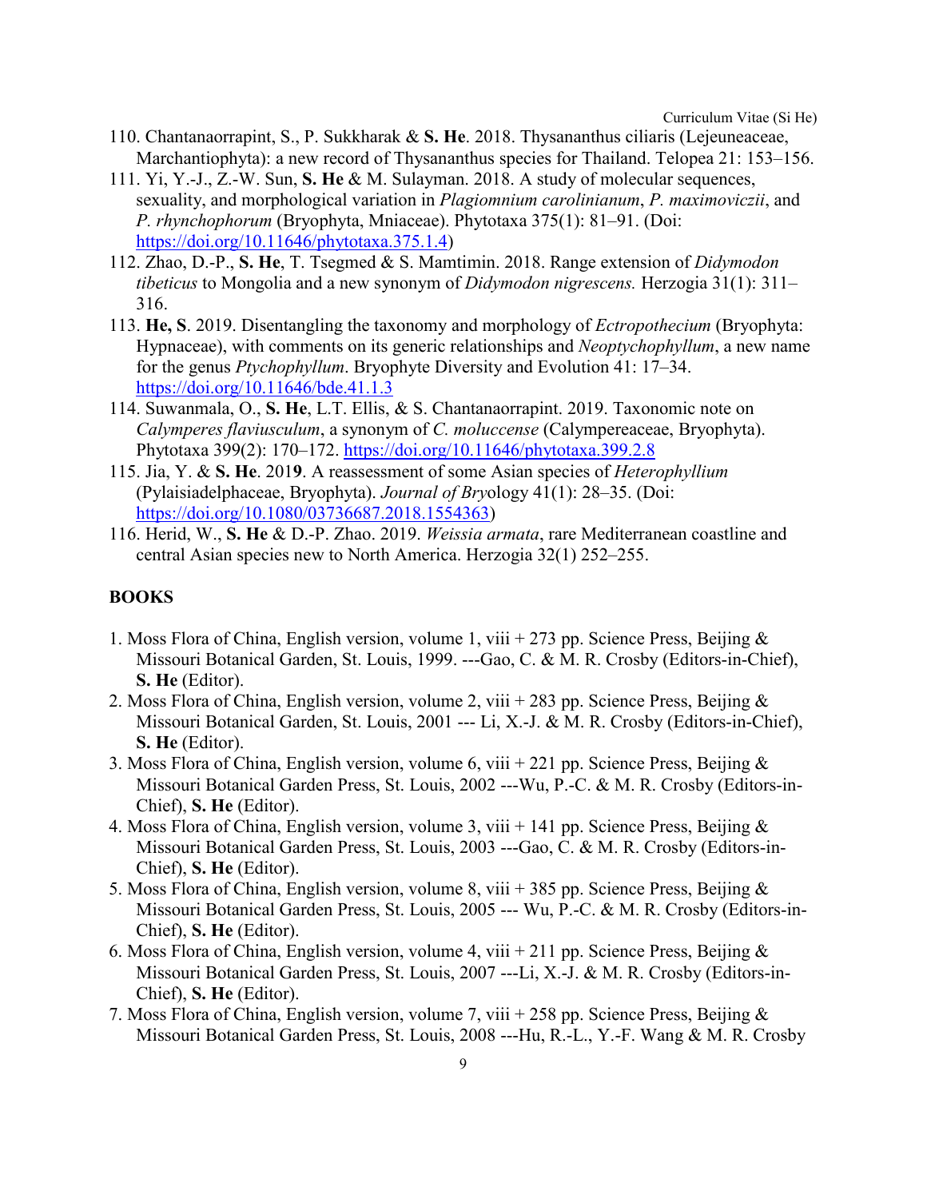110. Chantanaorrapint, S., P. Sukkharak & **S. He**. 2018. Thysananthus ciliaris (Lejeuneaceae, Marchantiophyta): a new record of Thysananthus species for Thailand. Telopea 21: 153–156.

111. Yi, Y.-J., Z.-W. Sun, **S. He** & M. Sulayman. 2018. A study of molecular sequences, sexuality, and morphological variation in *Plagiomnium carolinianum*, *P. maximoviczii*, and *P. rhynchophorum* (Bryophyta, Mniaceae). Phytotaxa 375(1): 81–91. (Doi: https://doi.org/10.11646/phytotaxa.375.1.4)

112. Zhao, D.-P., **S. He**, T. Tsegmed & S. Mamtimin. 2018. Range extension of *Didymodon tibeticus* to Mongolia and a new synonym of *Didymodon nigrescens.* Herzogia 31(1): 311–316.

113. **He, S**. 2019. Disentangling the taxonomy and morphology of *Ectropothecium* (Bryophyta: Hypnaceae), with comments on its generic relationships and *Neoptychophyllum*, a new name for the genus *Ptychophyllum*. Bryophyte Diversity and Evolution 41: 17–34. https://doi.org/10.11646/bde.41.1.3

114. Suwanmala, O., **S. He**, L.T. Ellis, & S. Chantanaorrapint. 2019. Taxonomic note on *Calymperes flaviusculum*, a synonym of *C. moluccense* (Calymperaceae, Bryophyta). Phytotaxa 399(2): 170–172. https://doi.org/10.11646/phytotaxa.399.2.8

115. Jia, Y. & **S. He**. 201**9**. A reassessment of some Asian species of *Heterophyllium* (Pylaisiadelphaceae, Bryophyta). *Journal of Bry*ology 41(1): 28–35. (Doi: https://doi.org/10.1080/03736687.2018.1554363)

116. Herid, W., **S. He** & D.-P. Zhao. 2019. *Weissia armata*, rare Mediterranean coastline and central Asian species new to North America. Herzogia 32(1) 252–255.

## BOOKS

1. Moss Flora of China, English version, volume 1, viii + 273 pp. Science Press, Beijing & Missouri Botanical Garden, St. Louis, 1999. ---Gao, C. & M. R. Crosby (Editors-in-Chief), **S. He** (Editor).
2. Moss Flora of China, English version, volume 2, viii + 283 pp. Science Press, Beijing & Missouri Botanical Garden, St. Louis, 2001 --- Li, X.-J. & M. R. Crosby (Editors-in-Chief), **S. He** (Editor).
3. Moss Flora of China, English version, volume 6, viii + 221 pp. Science Press, Beijing & Missouri Botanical Garden Press, St. Louis, 2002 ---Wu, P.-C. & M. R. Crosby (Editors-in-Chief), **S. He** (Editor).
4. Moss Flora of China, English version, volume 3, viii + 141 pp. Science Press, Beijing & Missouri Botanical Garden Press, St. Louis, 2003 ---Gao, C. & M. R. Crosby (Editors-in-Chief), **S. He** (Editor).
5. Moss Flora of China, English version, volume 8, viii + 385 pp. Science Press, Beijing & Missouri Botanical Garden Press, St. Louis, 2005 --- Wu, P.-C. & M. R. Crosby (Editors-in-Chief), **S. He** (Editor).
6. Moss Flora of China, English version, volume 4, viii + 211 pp. Science Press, Beijing & Missouri Botanical Garden Press, St. Louis, 2007 ---Li, X.-J. & M. R. Crosby (Editors-in-Chief), **S. He** (Editor).
7. Moss Flora of China, English version, volume 7, viii + 258 pp. Science Press, Beijing & Missouri Botanical Garden Press, St. Louis, 2008 ---Hu, R.-L., Y.-F. Wang & M. R. Crosby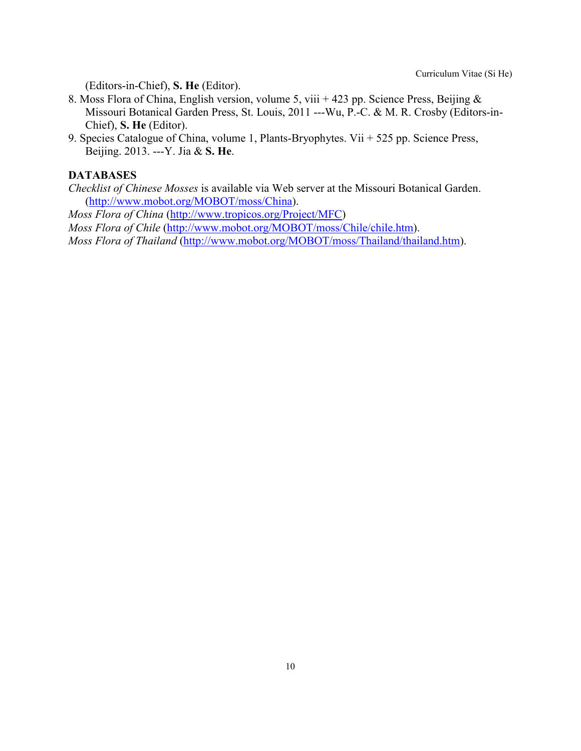(Editors-in-Chief), **S. He** (Editor).

8. Moss Flora of China, English version, volume 5, viii + 423 pp. Science Press, Beijing & Missouri Botanical Garden Press, St. Louis, 2011 ---Wu, P.-C. & M. R. Crosby (Editors-in-Chief), **S. He** (Editor).
9. Species Catalogue of China, volume 1, Plants-Bryophytes. Vii + 525 pp. Science Press, Beijing. 2013. ---Y. Jia & **S. He**.

## DATABASES

*Checklist of Chinese Mosses* is available via Web server at the Missouri Botanical Garden. (http://www.mobot.org/MOBOT/moss/China).

*Moss Flora of China* (http://www.tropicos.org/Project/MFC)

*Moss Flora of Chile* (http://www.mobot.org/MOBOT/moss/Chile/chile.htm).

*Moss Flora of Thailand* (http://www.mobot.org/MOBOT/moss/Thailand/thailand.htm).